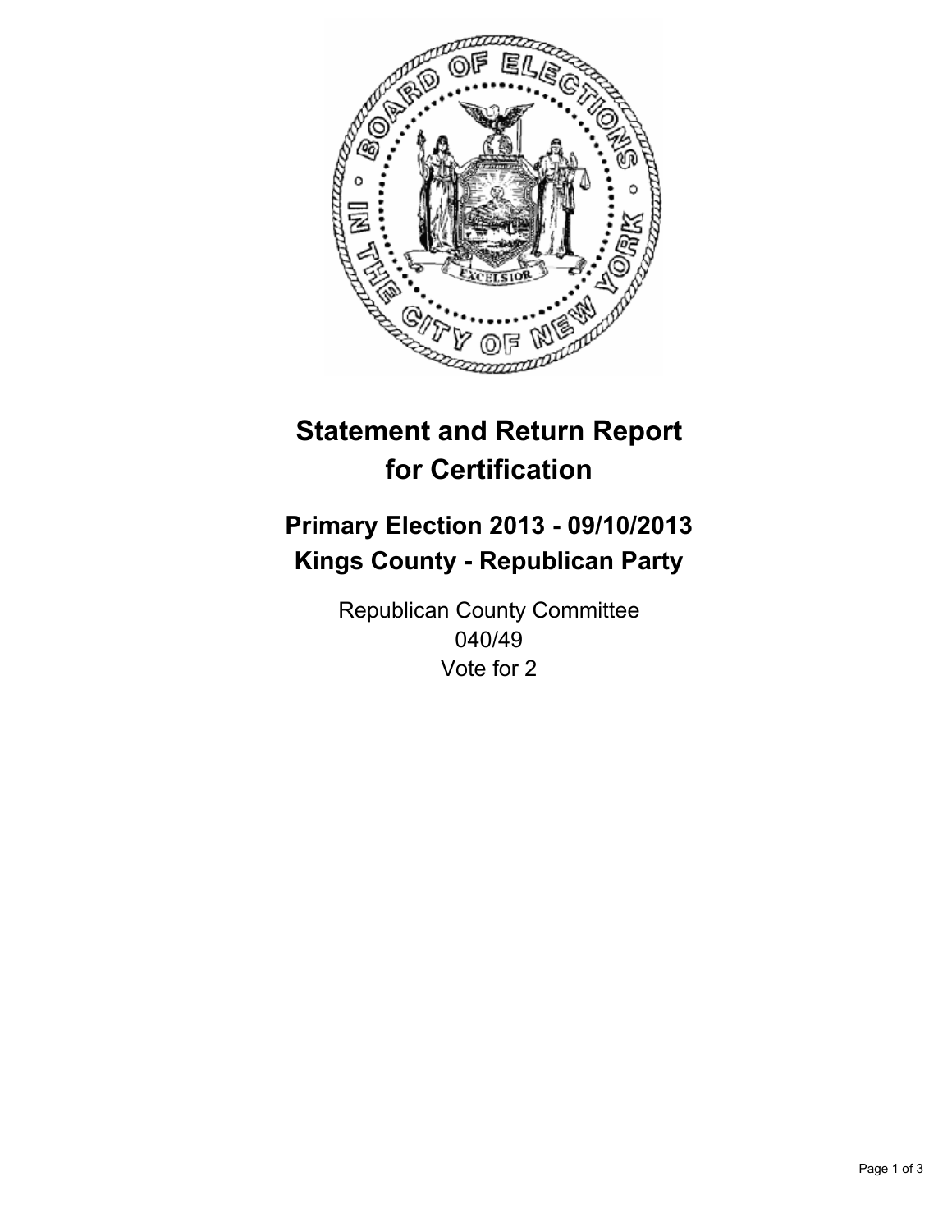# Statement and Return Report for Certification

## Primary Election 2013 - 09/10/2013
## Kings County - Republican Party

Republican County Committee
040/49
Vote for 2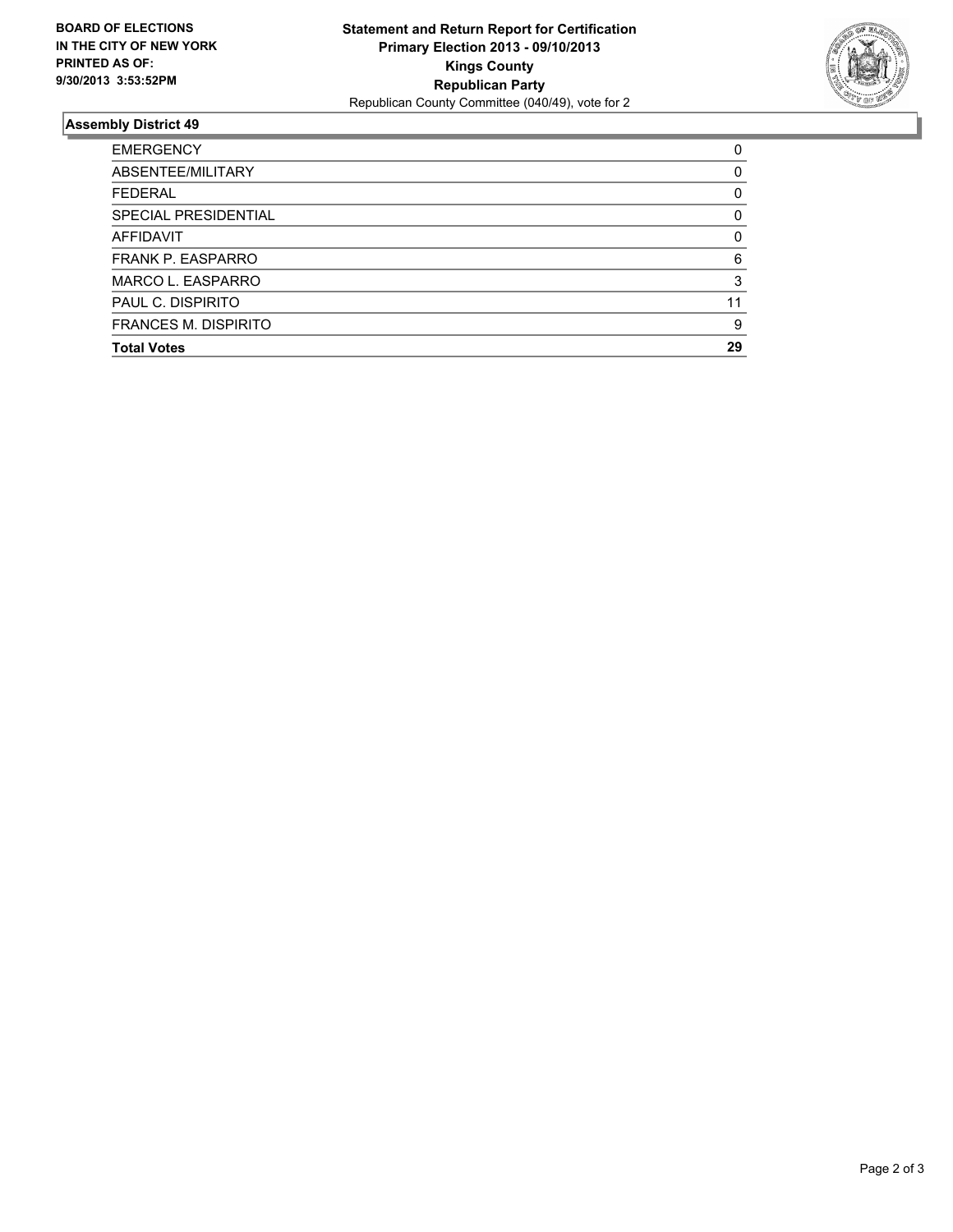**BOARD OF ELECTIONS IN THE CITY OF NEW YORK PRINTED AS OF: 9/30/2013 3:53:52PM**

**Statement and Return Report for Certification**
**Primary Election 2013 - 09/10/2013**
**Kings County**
**Republican Party**
Republican County Committee (040/49), vote for 2

### Assembly District 49

| | |
|---|---|
| EMERGENCY | 0 |
| ABSENTEE/MILITARY | 0 |
| FEDERAL | 0 |
| SPECIAL PRESIDENTIAL | 0 |
| AFFIDAVIT | 0 |
| FRANK P. EASPARRO | 6 |
| MARCO L. EASPARRO | 3 |
| PAUL C. DISPIRITO | 11 |
| FRANCES M. DISPIRITO | 9 |
| **Total Votes** | **29** |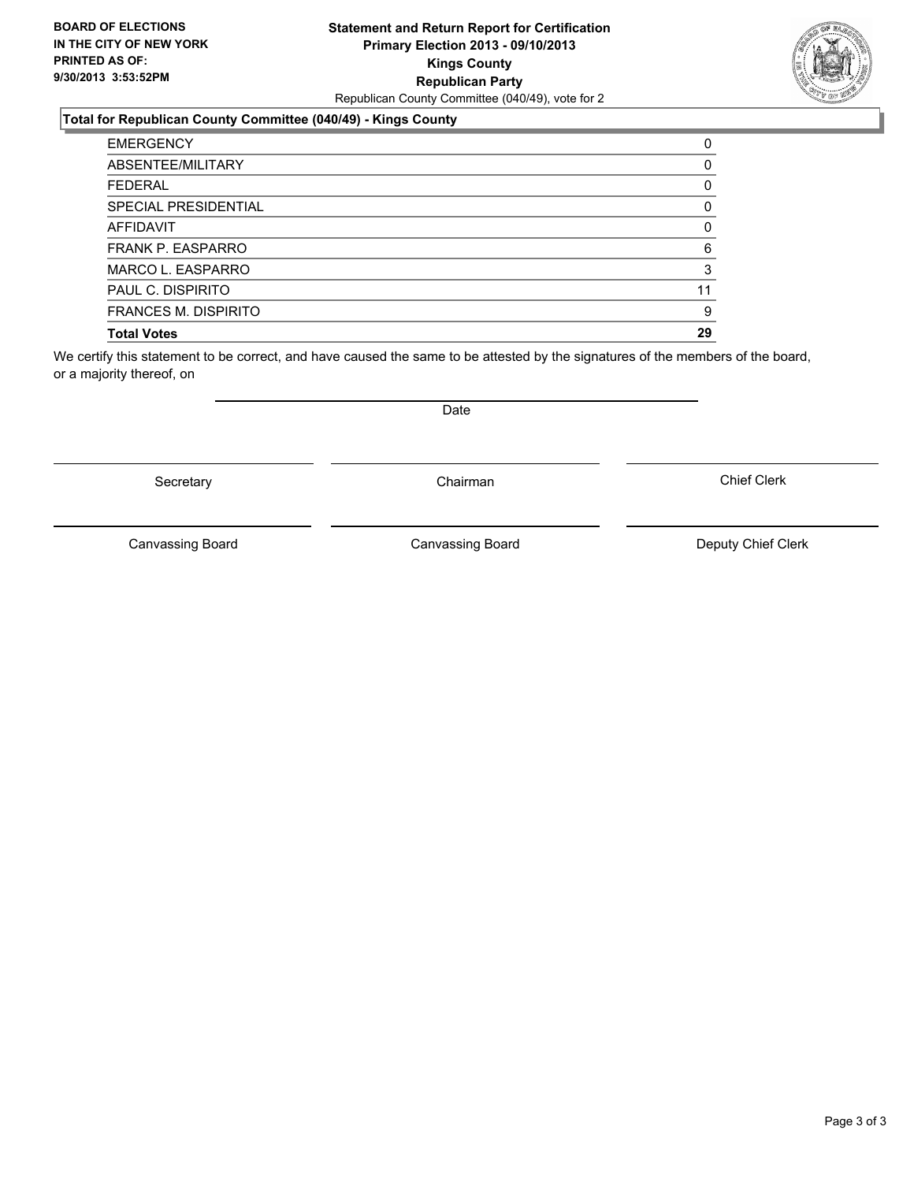**BOARD OF ELECTIONS**
**IN THE CITY OF NEW YORK**
**PRINTED AS OF:**
**9/30/2013 3:53:52PM**

**Statement and Return Report for Certification**
**Primary Election 2013 - 09/10/2013**
**Kings County**
**Republican Party**
Republican County Committee (040/49), vote for 2

### Total for Republican County Committee (040/49) - Kings County

| | |
|---|---|
| EMERGENCY | 0 |
| ABSENTEE/MILITARY | 0 |
| FEDERAL | 0 |
| SPECIAL PRESIDENTIAL | 0 |
| AFFIDAVIT | 0 |
| FRANK P. EASPARRO | 6 |
| MARCO L. EASPARRO | 3 |
| PAUL C. DISPIRITO | 11 |
| FRANCES M. DISPIRITO | 9 |
| **Total Votes** | **29** |

We certify this statement to be correct, and have caused the same to be attested by the signatures of the members of the board, or a majority thereof, on

Date

Secretary

Chairman

Chief Clerk

Canvassing Board

Canvassing Board

Deputy Chief Clerk